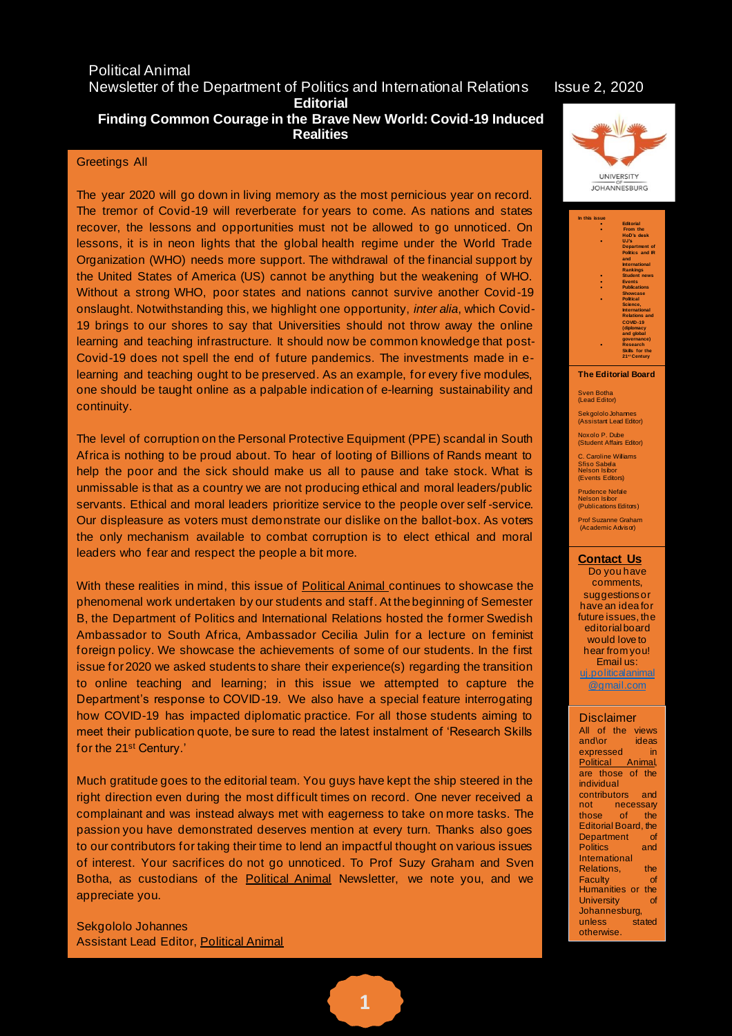Political Animal

Newsletter of the Department of Politics and International Relations

Issue 2, 2020

# Editorial

## Finding Common Courage in the Brave New World: Covid-19 Induced Realities

Greetings All

The year 2020 will go down in living memory as the most pernicious year on record. The tremor of Covid-19 will reverberate for years to come. As nations and states recover, the lessons and opportunities must not be allowed to go unnoticed. On lessons, it is in neon lights that the global health regime under the World Trade Organization (WHO) needs more support. The withdrawal of the financial support by the United States of America (US) cannot be anything but the weakening of WHO. Without a strong WHO, poor states and nations cannot survive another Covid-19 onslaught. Notwithstanding this, we highlight one opportunity, *inter alia*, which Covid-19 brings to our shores to say that Universities should not throw away the online learning and teaching infrastructure. It should now be common knowledge that post-Covid-19 does not spell the end of future pandemics. The investments made in e-learning and teaching ought to be preserved. As an example, for every five modules, one should be taught online as a palpable indication of e-learning sustainability and continuity.

The level of corruption on the Personal Protective Equipment (PPE) scandal in South Africa is nothing to be proud about. To hear of looting of Billions of Rands meant to help the poor and the sick should make us all to pause and take stock. What is unmissable is that as a country we are not producing ethical and moral leaders/public servants. Ethical and moral leaders prioritize service to the people over self-service. Our displeasure as voters must demonstrate our dislike on the ballot-box. As voters the only mechanism available to combat corruption is to elect ethical and moral leaders who fear and respect the people a bit more.

With these realities in mind, this issue of Political Animal continues to showcase the phenomenal work undertaken by our students and staff. At the beginning of Semester B, the Department of Politics and International Relations hosted the former Swedish Ambassador to South Africa, Ambassador Cecilia Julin for a lecture on feminist foreign policy. We showcase the achievements of some of our students. In the first issue for 2020 we asked students to share their experience(s) regarding the transition to online teaching and learning; in this issue we attempted to capture the Department's response to COVID-19. We also have a special feature interrogating how COVID-19 has impacted diplomatic practice. For all those students aiming to meet their publication quote, be sure to read the latest instalment of 'Research Skills for the 21st Century.'

Much gratitude goes to the editorial team. You guys have kept the ship steered in the right direction even during the most difficult times on record. One never received a complainant and was instead always met with eagerness to take on more tasks. The passion you have demonstrated deserves mention at every turn. Thanks also goes to our contributors for taking their time to lend an impactful thought on various issues of interest. Your sacrifices do not go unnoticed. To Prof Suzy Graham and Sven Botha, as custodians of the Political Animal Newsletter, we note you, and we appreciate you.

Sekgololo Johannes
Assistant Lead Editor, Political Animal

---

UNIVERSITY OF JOHANNESBURG

**In this issue**

- Editorial
- From the HoD's desk
- UJ's Department of Politics and International Rankings
- Student news
- Events
- Publications Showcase
- Political Science, International Relations and COVID-19 (diplomacy and global governance)
- Research Skills for the 21st Century

**The Editorial Board**

Sven Botha (Lead Editor)

Sekgololo Johannes (Assistant Lead Editor)

Noxolo P. Dube (Student Affairs Editor)

C. Caroline Williams
Sfiso Sabela
Nelson Isibor
(Events Editors)

Prudence Nefale
Nelson Isibor
(Publications Editors)

Prof Suzanne Graham (Academic Advisor)

**Contact Us**

Do you have comments, suggestions or have an idea for future issues, the editorial board would love to hear from you!
Email us: uj.politicalanimal@gmail.com

**Disclaimer**

All of the views and\or ideas expressed in Political Animal, are those of the individual contributors and not necessary those of the Editorial Board, the Department of Politics and International Relations, the Faculty of Humanities or the University of Johannesburg, unless stated otherwise.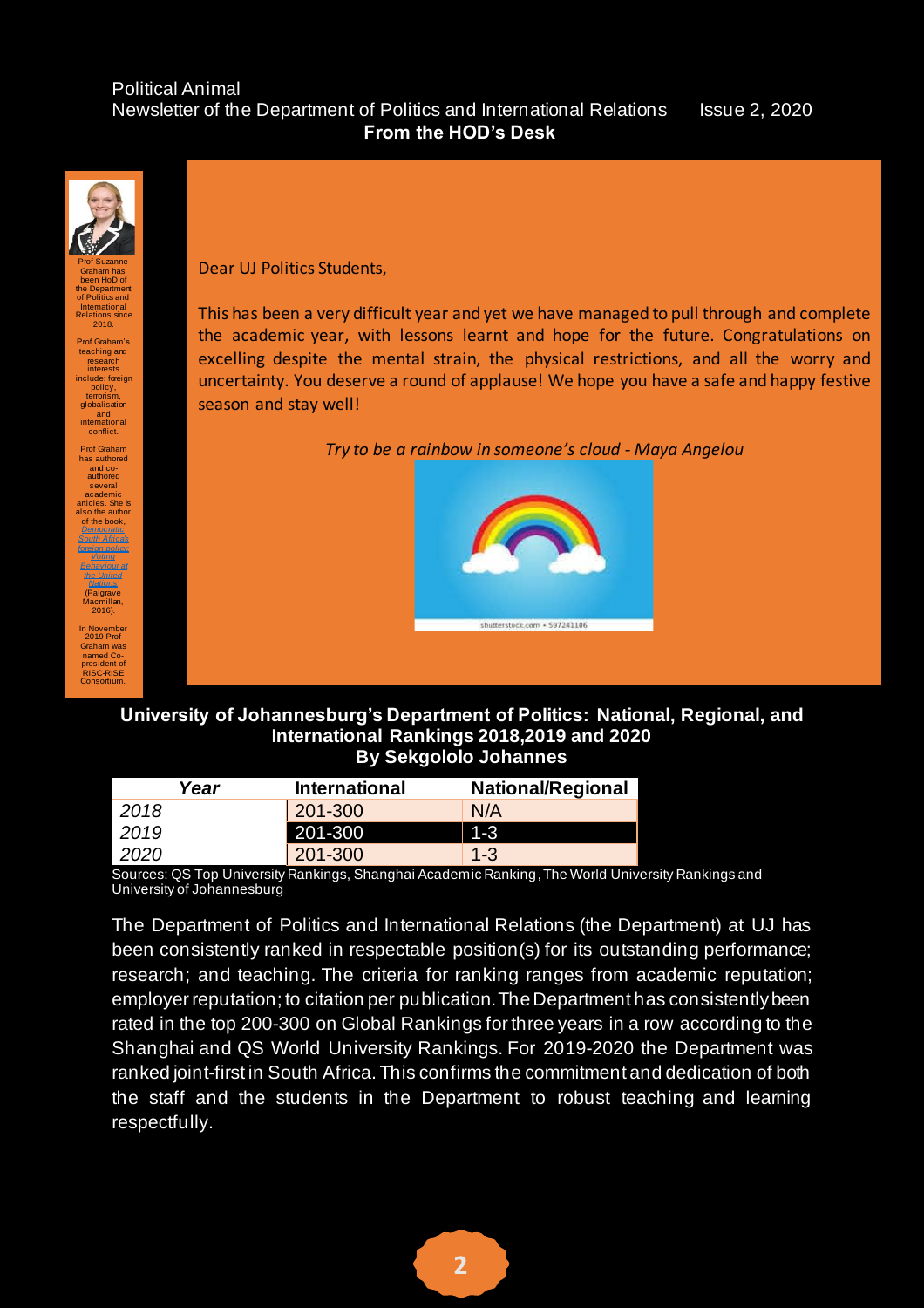Political Animal
Newsletter of the Department of Politics and International Relations Issue 2, 2020

## From the HOD's Desk

Prof Suzanne Graham has been HoD of the Department of Politics and International Relations since 2018.

Prof Graham's teaching and research interests include: foreign policy, terrorism, globalisation and international conflict.

Prof Graham has authored and co-authored several academic articles. She is also the author of the book, *Democratic South Africa's foreign policy: Voting Behaviour at the United Nations* (Palgrave Macmillan, 2016).

In November 2019 Prof Graham was named Co-president of RISC-RISE Consortium.

Dear UJ Politics Students,

This has been a very difficult year and yet we have managed to pull through and complete the academic year, with lessons learnt and hope for the future. Congratulations on excelling despite the mental strain, the physical restrictions, and all the worry and uncertainty. You deserve a round of applause! We hope you have a safe and happy festive season and stay well!

*Try to be a rainbow in someone's cloud - Maya Angelou*

## University of Johannesburg's Department of Politics: National, Regional, and International Rankings 2018,2019 and 2020

### By Sekgololo Johannes

| *Year* | International | National/Regional |
|---|---|---|
| *2018* | 201-300 | N/A |
| *2019* | 201-300 | 1-3 |
| *2020* | 201-300 | 1-3 |

Sources: QS Top University Rankings, Shanghai Academic Ranking, The World University Rankings and University of Johannesburg

The Department of Politics and International Relations (the Department) at UJ has been consistently ranked in respectable position(s) for its outstanding performance; research; and teaching. The criteria for ranking ranges from academic reputation; employer reputation; to citation per publication. The Department has consistently been rated in the top 200-300 on Global Rankings for three years in a row according to the Shanghai and QS World University Rankings. For 2019-2020 the Department was ranked joint-first in South Africa. This confirms the commitment and dedication of both the staff and the students in the Department to robust teaching and learning respectfully.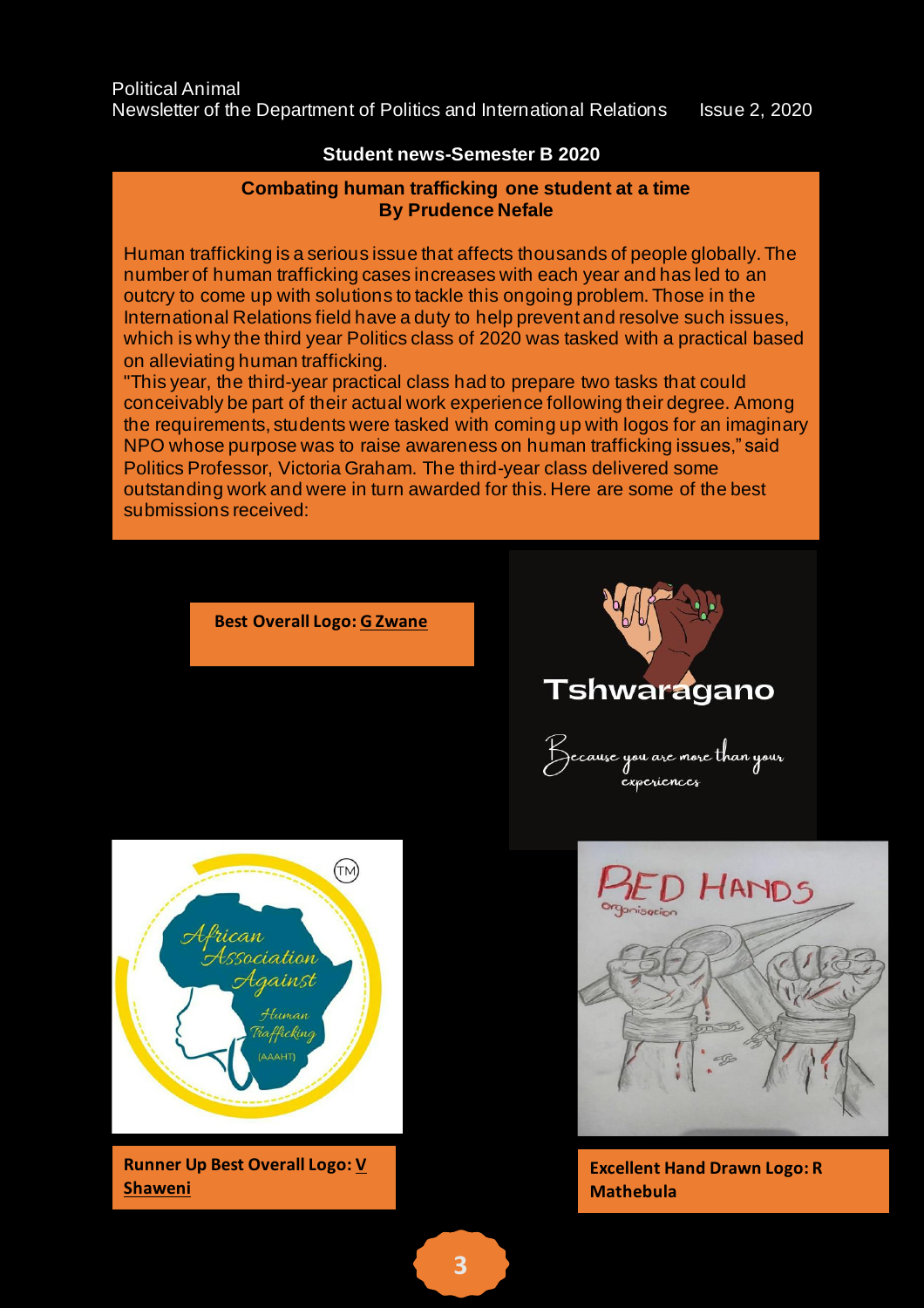## Student news-Semester B 2020

### Combating human trafficking one student at a time
**By Prudence Nefale**

Human trafficking is a serious issue that affects thousands of people globally. The number of human trafficking cases increases with each year and has led to an outcry to come up with solutions to tackle this ongoing problem. Those in the International Relations field have a duty to help prevent and resolve such issues, which is why the third year Politics class of 2020 was tasked with a practical based on alleviating human trafficking.

"This year, the third-year practical class had to prepare two tasks that could conceivably be part of their actual work experience following their degree. Among the requirements, students were tasked with coming up with logos for an imaginary NPO whose purpose was to raise awareness on human trafficking issues," said Politics Professor, Victoria Graham. The third-year class delivered some outstanding work and were in turn awarded for this. Here are some of the best submissions received:

**Best Overall Logo: G Zwane**

**Runner Up Best Overall Logo: V Shaweni**

**Excellent Hand Drawn Logo: R Mathebula**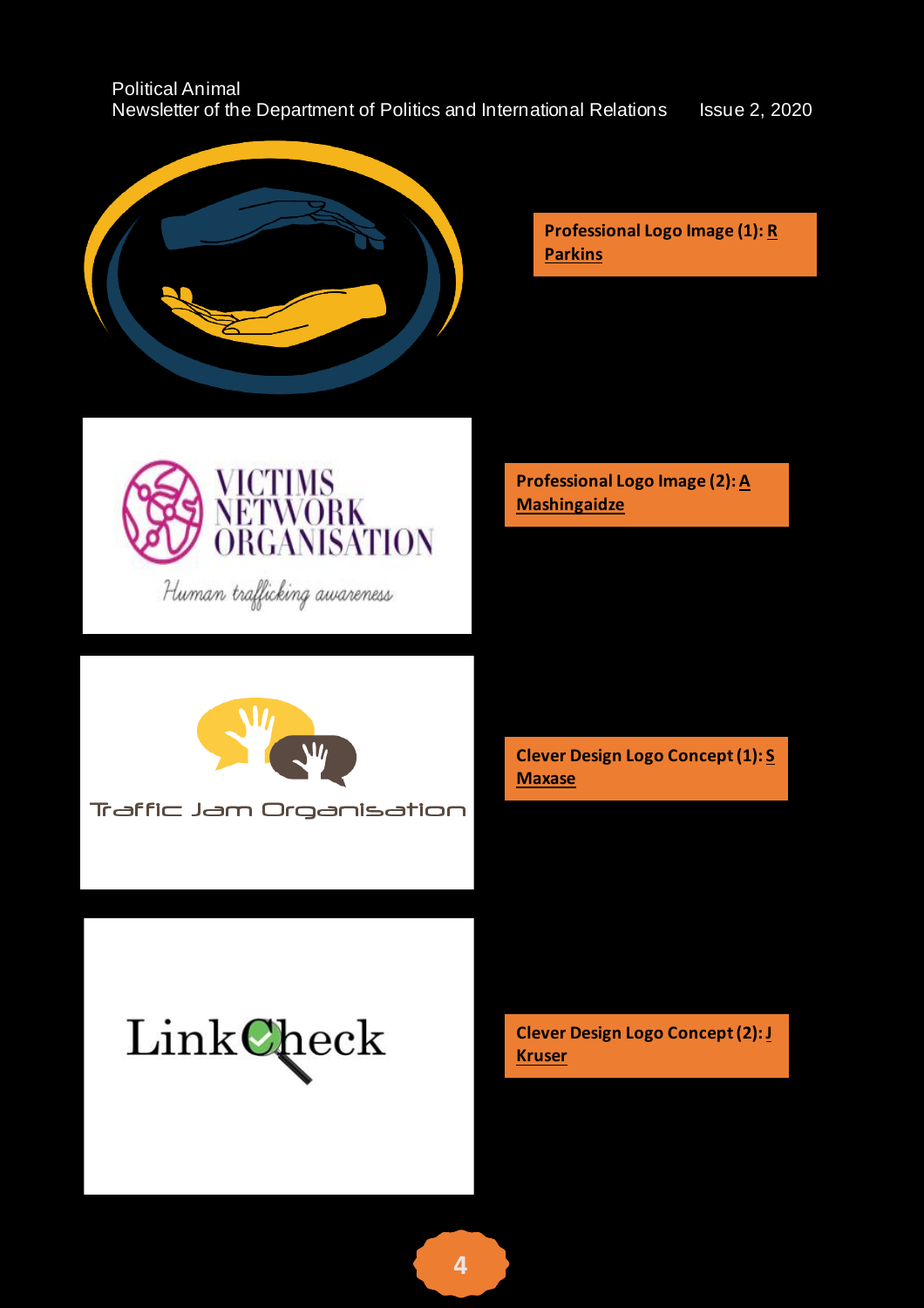Professional Logo Image (1): **R Parkins**

VICTIMS NETWORK ORGANISATION

*Human trafficking awareness*

Professional Logo Image (2): **A Mashingaidze**

Traffic Jam Organisation

Clever Design Logo Concept (1): **S Maxase**

LinkCheck

Clever Design Logo Concept (2): **J Kruser**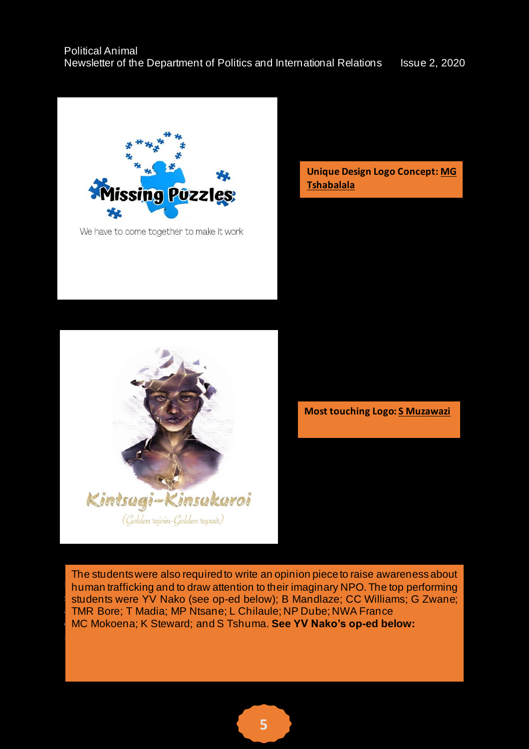**Unique Design Logo Concept: MG Tshabalala**

**Most touching Logo: S Muzawazi**

The students were also required to write an opinion piece to raise awareness about human trafficking and to draw attention to their imaginary NPO. The top performing students were YV Nako (see op-ed below); B Mandlaze; CC Williams; G Zwane; TMR Bore; T Madia; MP Ntsane; L Chilaule; NP Dube; NWA France MC Mokoena; K Steward; and S Tshuma. **See YV Nako's op-ed below:**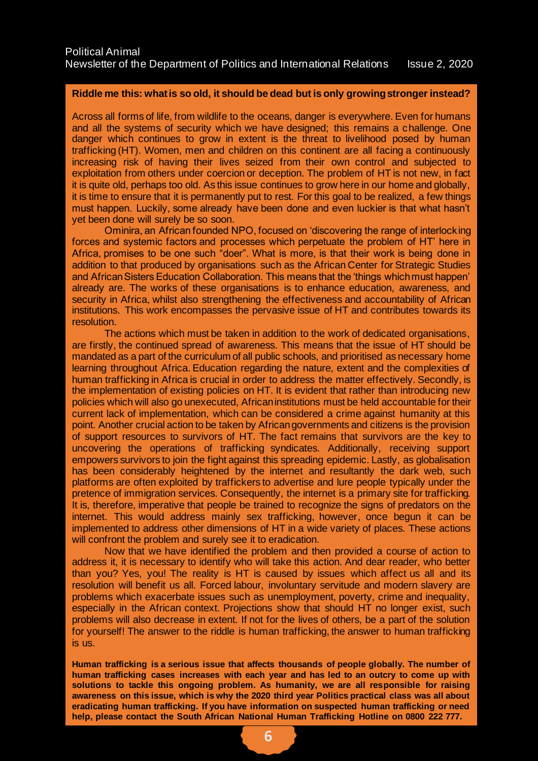**Riddle me this: what is so old, it should be dead but is only growing stronger instead?**

Across all forms of life, from wildlife to the oceans, danger is everywhere. Even for humans and all the systems of security which we have designed; this remains a challenge. One danger which continues to grow in extent is the threat to livelihood posed by human trafficking (HT). Women, men and children on this continent are all facing a continuously increasing risk of having their lives seized from their own control and subjected to exploitation from others under coercion or deception. The problem of HT is not new, in fact it is quite old, perhaps too old. As this issue continues to grow here in our home and globally, it is time to ensure that it is permanently put to rest. For this goal to be realized, a few things must happen. Luckily, some already have been done and even luckier is that what hasn't yet been done will surely be so soon.

Ominira, an African founded NPO, focused on 'discovering the range of interlocking forces and systemic factors and processes which perpetuate the problem of HT' here in Africa, promises to be one such "doer". What is more, is that their work is being done in addition to that produced by organisations such as the African Center for Strategic Studies and African Sisters Education Collaboration. This means that the 'things which must happen' already are. The works of these organisations is to enhance education, awareness, and security in Africa, whilst also strengthening the effectiveness and accountability of African institutions. This work encompasses the pervasive issue of HT and contributes towards its resolution.

The actions which must be taken in addition to the work of dedicated organisations, are firstly, the continued spread of awareness. This means that the issue of HT should be mandated as a part of the curriculum of all public schools, and prioritised as necessary home learning throughout Africa. Education regarding the nature, extent and the complexities of human trafficking in Africa is crucial in order to address the matter effectively. Secondly, is the implementation of existing policies on HT. It is evident that rather than introducing new policies which will also go unexecuted, African institutions must be held accountable for their current lack of implementation, which can be considered a crime against humanity at this point. Another crucial action to be taken by African governments and citizens is the provision of support resources to survivors of HT. The fact remains that survivors are the key to uncovering the operations of trafficking syndicates. Additionally, receiving support empowers survivors to join the fight against this spreading epidemic. Lastly, as globalisation has been considerably heightened by the internet and resultantly the dark web, such platforms are often exploited by traffickers to advertise and lure people typically under the pretence of immigration services. Consequently, the internet is a primary site for trafficking. It is, therefore, imperative that people be trained to recognize the signs of predators on the internet. This would address mainly sex trafficking, however, once begun it can be implemented to address other dimensions of HT in a wide variety of places. These actions will confront the problem and surely see it to eradication.

Now that we have identified the problem and then provided a course of action to address it, it is necessary to identify who will take this action. And dear reader, who better than you? Yes, you! The reality is HT is caused by issues which affect us all and its resolution will benefit us all. Forced labour, involuntary servitude and modern slavery are problems which exacerbate issues such as unemployment, poverty, crime and inequality, especially in the African context. Projections show that should HT no longer exist, such problems will also decrease in extent. If not for the lives of others, be a part of the solution for yourself! The answer to the riddle is human trafficking, the answer to human trafficking is us.

**Human trafficking is a serious issue that affects thousands of people globally. The number of human trafficking cases increases with each year and has led to an outcry to come up with solutions to tackle this ongoing problem. As humanity, we are all responsible for raising awareness on this issue, which is why the 2020 third year Politics practical class was all about eradicating human trafficking. If you have information on suspected human trafficking or need help, please contact the South African National Human Trafficking Hotline on 0800 222 777.**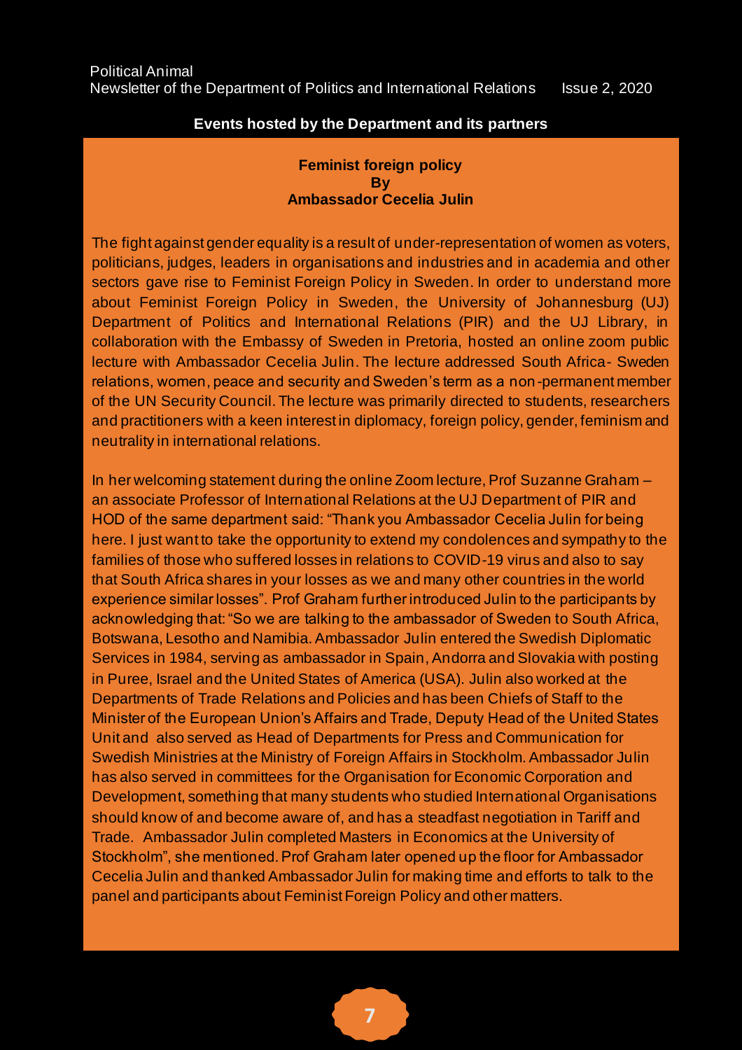## Events hosted by the Department and its partners

### Feminist foreign policy
### By
### Ambassador Cecelia Julin

The fight against gender equality is a result of under-representation of women as voters, politicians, judges, leaders in organisations and industries and in academia and other sectors gave rise to Feminist Foreign Policy in Sweden. In order to understand more about Feminist Foreign Policy in Sweden, the University of Johannesburg (UJ) Department of Politics and International Relations (PIR) and the UJ Library, in collaboration with the Embassy of Sweden in Pretoria, hosted an online zoom public lecture with Ambassador Cecelia Julin. The lecture addressed South Africa- Sweden relations, women, peace and security and Sweden's term as a non-permanent member of the UN Security Council. The lecture was primarily directed to students, researchers and practitioners with a keen interest in diplomacy, foreign policy, gender, feminism and neutrality in international relations.

In her welcoming statement during the online Zoom lecture, Prof Suzanne Graham – an associate Professor of International Relations at the UJ Department of PIR and HOD of the same department said: "Thank you Ambassador Cecelia Julin for being here. I just want to take the opportunity to extend my condolences and sympathy to the families of those who suffered losses in relations to COVID-19 virus and also to say that South Africa shares in your losses as we and many other countries in the world experience similar losses". Prof Graham further introduced Julin to the participants by acknowledging that: "So we are talking to the ambassador of Sweden to South Africa, Botswana, Lesotho and Namibia. Ambassador Julin entered the Swedish Diplomatic Services in 1984, serving as ambassador in Spain, Andorra and Slovakia with posting in Puree, Israel and the United States of America (USA). Julin also worked at the Departments of Trade Relations and Policies and has been Chiefs of Staff to the Minister of the European Union's Affairs and Trade, Deputy Head of the United States Unit and also served as Head of Departments for Press and Communication for Swedish Ministries at the Ministry of Foreign Affairs in Stockholm. Ambassador Julin has also served in committees for the Organisation for Economic Corporation and Development, something that many students who studied International Organisations should know of and become aware of, and has a steadfast negotiation in Tariff and Trade. Ambassador Julin completed Masters in Economics at the University of Stockholm", she mentioned. Prof Graham later opened up the floor for Ambassador Cecelia Julin and thanked Ambassador Julin for making time and efforts to talk to the panel and participants about Feminist Foreign Policy and other matters.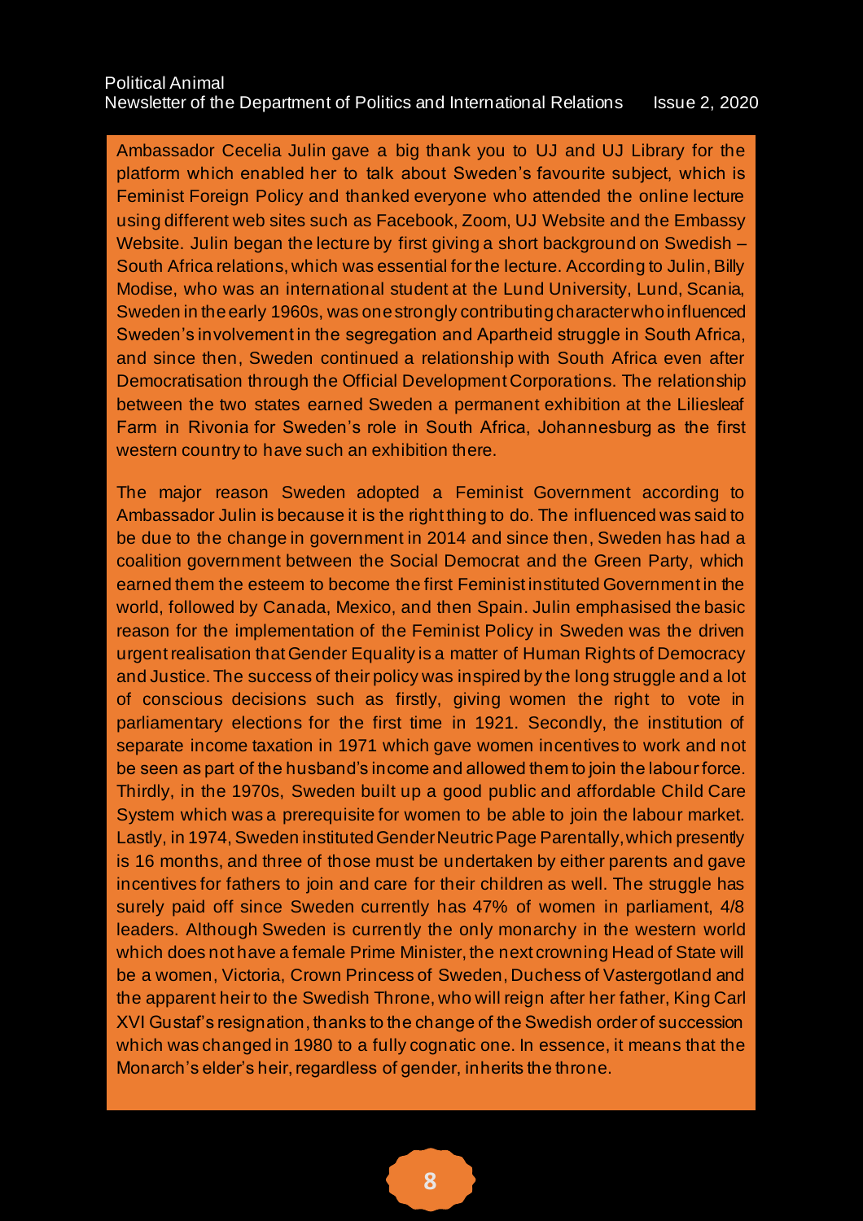Ambassador Cecelia Julin gave a big thank you to UJ and UJ Library for the platform which enabled her to talk about Sweden's favourite subject, which is Feminist Foreign Policy and thanked everyone who attended the online lecture using different web sites such as Facebook, Zoom, UJ Website and the Embassy Website. Julin began the lecture by first giving a short background on Swedish – South Africa relations, which was essential for the lecture. According to Julin, Billy Modise, who was an international student at the Lund University, Lund, Scania, Sweden in the early 1960s, was one strongly contributing character who influenced Sweden's involvement in the segregation and Apartheid struggle in South Africa, and since then, Sweden continued a relationship with South Africa even after Democratisation through the Official Development Corporations. The relationship between the two states earned Sweden a permanent exhibition at the Liliesleaf Farm in Rivonia for Sweden's role in South Africa, Johannesburg as the first western country to have such an exhibition there.

The major reason Sweden adopted a Feminist Government according to Ambassador Julin is because it is the right thing to do. The influenced was said to be due to the change in government in 2014 and since then, Sweden has had a coalition government between the Social Democrat and the Green Party, which earned them the esteem to become the first Feminist instituted Government in the world, followed by Canada, Mexico, and then Spain. Julin emphasised the basic reason for the implementation of the Feminist Policy in Sweden was the driven urgent realisation that Gender Equality is a matter of Human Rights of Democracy and Justice. The success of their policy was inspired by the long struggle and a lot of conscious decisions such as firstly, giving women the right to vote in parliamentary elections for the first time in 1921. Secondly, the institution of separate income taxation in 1971 which gave women incentives to work and not be seen as part of the husband's income and allowed them to join the labour force. Thirdly, in the 1970s, Sweden built up a good public and affordable Child Care System which was a prerequisite for women to be able to join the labour market. Lastly, in 1974, Sweden instituted Gender Neutric Page Parentally, which presently is 16 months, and three of those must be undertaken by either parents and gave incentives for fathers to join and care for their children as well. The struggle has surely paid off since Sweden currently has 47% of women in parliament, 4/8 leaders. Although Sweden is currently the only monarchy in the western world which does not have a female Prime Minister, the next crowning Head of State will be a women, Victoria, Crown Princess of Sweden, Duchess of Vastergotland and the apparent heir to the Swedish Throne, who will reign after her father, King Carl XVI Gustaf's resignation, thanks to the change of the Swedish order of succession which was changed in 1980 to a fully cognatic one. In essence, it means that the Monarch's elder's heir, regardless of gender, inherits the throne.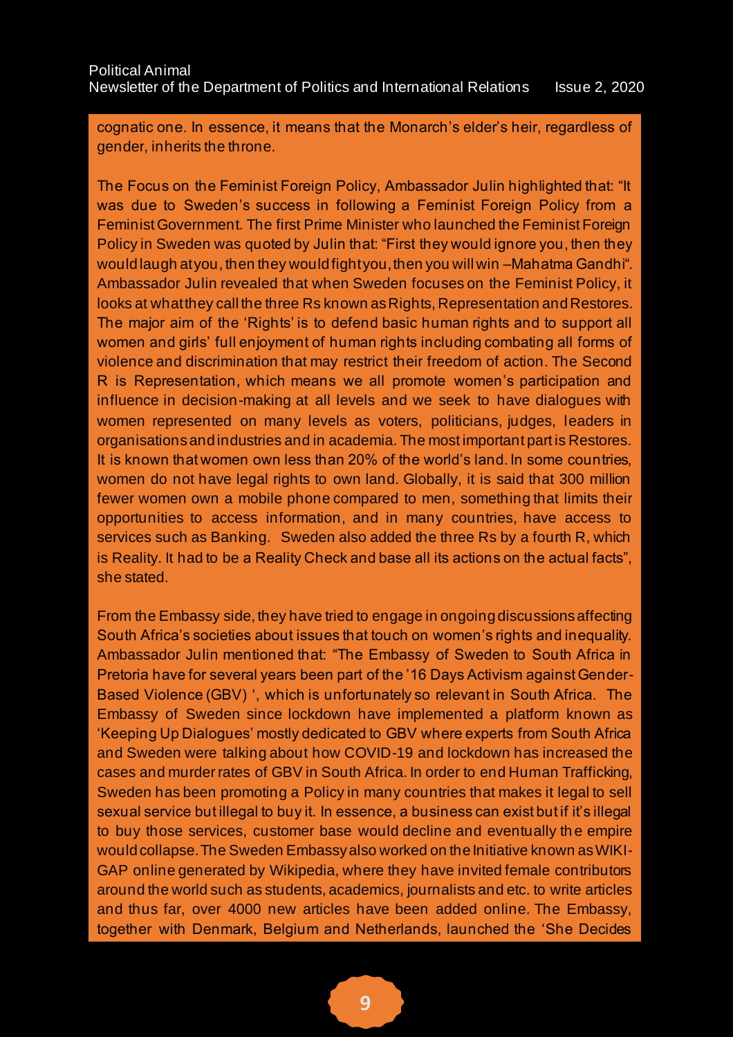cognatic one. In essence, it means that the Monarch's elder's heir, regardless of gender, inherits the throne.

The Focus on the Feminist Foreign Policy, Ambassador Julin highlighted that: "It was due to Sweden's success in following a Feminist Foreign Policy from a Feminist Government. The first Prime Minister who launched the Feminist Foreign Policy in Sweden was quoted by Julin that: "First they would ignore you, then they would laugh at you, then they would fight you, then you will win –Mahatma Gandhi". Ambassador Julin revealed that when Sweden focuses on the Feminist Policy, it looks at what they call the three Rs known as Rights, Representation and Restores. The major aim of the 'Rights' is to defend basic human rights and to support all women and girls' full enjoyment of human rights including combating all forms of violence and discrimination that may restrict their freedom of action. The Second R is Representation, which means we all promote women's participation and influence in decision-making at all levels and we seek to have dialogues with women represented on many levels as voters, politicians, judges, leaders in organisations and industries and in academia. The most important part is Restores. It is known that women own less than 20% of the world's land. In some countries, women do not have legal rights to own land. Globally, it is said that 300 million fewer women own a mobile phone compared to men, something that limits their opportunities to access information, and in many countries, have access to services such as Banking. Sweden also added the three Rs by a fourth R, which is Reality. It had to be a Reality Check and base all its actions on the actual facts", she stated.

From the Embassy side, they have tried to engage in ongoing discussions affecting South Africa's societies about issues that touch on women's rights and inequality. Ambassador Julin mentioned that: "The Embassy of Sweden to South Africa in Pretoria have for several years been part of the '16 Days Activism against Gender-Based Violence (GBV) ', which is unfortunately so relevant in South Africa. The Embassy of Sweden since lockdown have implemented a platform known as 'Keeping Up Dialogues' mostly dedicated to GBV where experts from South Africa and Sweden were talking about how COVID-19 and lockdown has increased the cases and murder rates of GBV in South Africa. In order to end Human Trafficking, Sweden has been promoting a Policy in many countries that makes it legal to sell sexual service but illegal to buy it. In essence, a business can exist but if it's illegal to buy those services, customer base would decline and eventually the empire would collapse. The Sweden Embassy also worked on the Initiative known as WIKI-GAP online generated by Wikipedia, where they have invited female contributors around the world such as students, academics, journalists and etc. to write articles and thus far, over 4000 new articles have been added online. The Embassy, together with Denmark, Belgium and Netherlands, launched the 'She Decides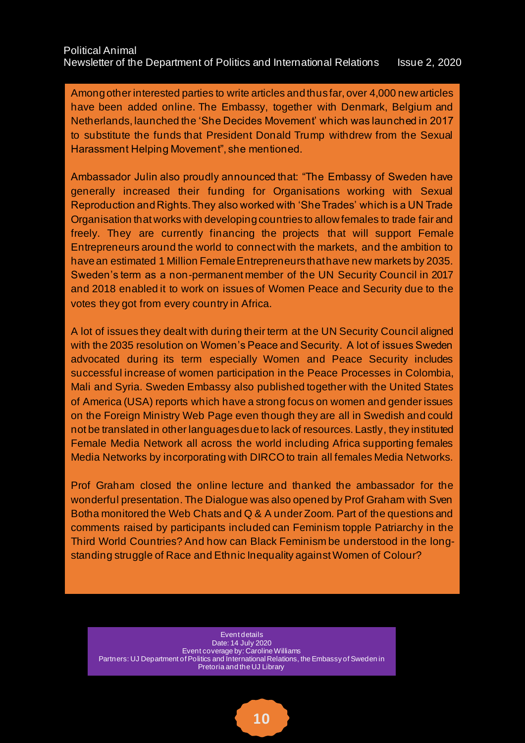Among other interested parties to write articles and thus far, over 4,000 new articles have been added online. The Embassy, together with Denmark, Belgium and Netherlands, launched the 'She Decides Movement' which was launched in 2017 to substitute the funds that President Donald Trump withdrew from the Sexual Harassment Helping Movement", she mentioned.

Ambassador Julin also proudly announced that: "The Embassy of Sweden have generally increased their funding for Organisations working with Sexual Reproduction and Rights. They also worked with 'She Trades' which is a UN Trade Organisation that works with developing countries to allow females to trade fair and freely. They are currently financing the projects that will support Female Entrepreneurs around the world to connect with the markets, and the ambition to have an estimated 1 Million Female Entrepreneurs that have new markets by 2035. Sweden's term as a non-permanent member of the UN Security Council in 2017 and 2018 enabled it to work on issues of Women Peace and Security due to the votes they got from every country in Africa.

A lot of issues they dealt with during their term at the UN Security Council aligned with the 2035 resolution on Women's Peace and Security. A lot of issues Sweden advocated during its term especially Women and Peace Security includes successful increase of women participation in the Peace Processes in Colombia, Mali and Syria. Sweden Embassy also published together with the United States of America (USA) reports which have a strong focus on women and gender issues on the Foreign Ministry Web Page even though they are all in Swedish and could not be translated in other languages due to lack of resources. Lastly, they instituted Female Media Network all across the world including Africa supporting females Media Networks by incorporating with DIRCO to train all females Media Networks.

Prof Graham closed the online lecture and thanked the ambassador for the wonderful presentation. The Dialogue was also opened by Prof Graham with Sven Botha monitored the Web Chats and Q & A under Zoom. Part of the questions and comments raised by participants included can Feminism topple Patriarchy in the Third World Countries? And how can Black Feminism be understood in the long-standing struggle of Race and Ethnic Inequality against Women of Colour?

Event details
Date: 14 July 2020
Event coverage by: Caroline Williams
Partners: UJ Department of Politics and International Relations, the Embassy of Sweden in Pretoria and the UJ Library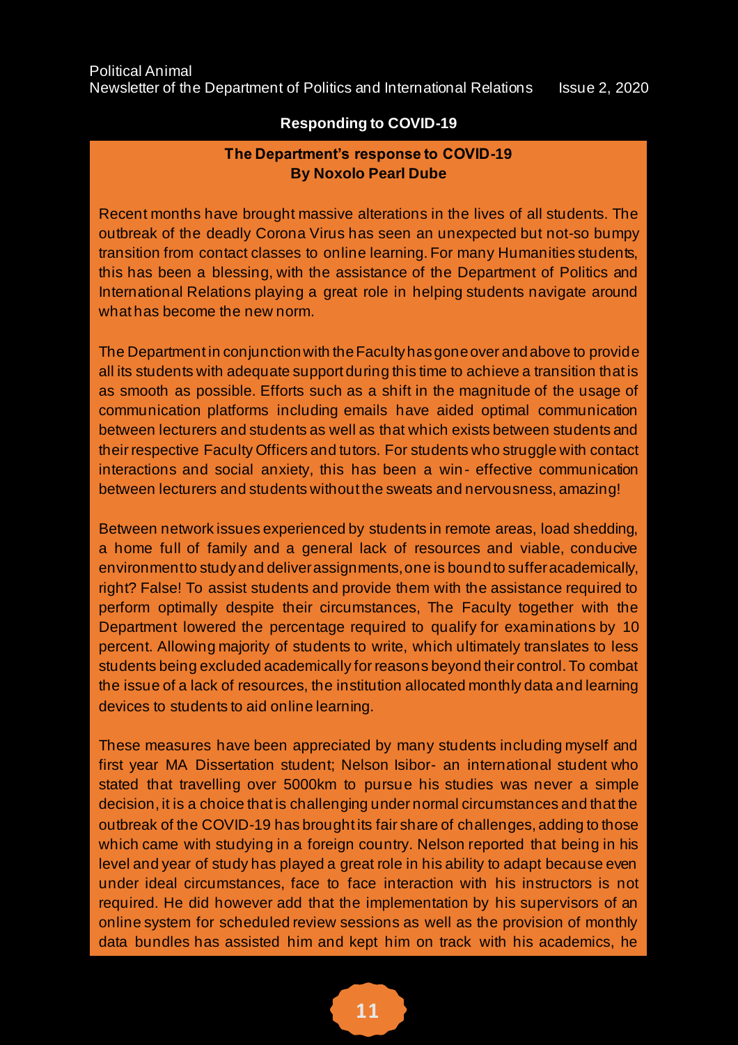## Responding to COVID-19

### The Department's response to COVID-19
**By Noxolo Pearl Dube**

Recent months have brought massive alterations in the lives of all students. The outbreak of the deadly Corona Virus has seen an unexpected but not-so bumpy transition from contact classes to online learning. For many Humanities students, this has been a blessing, with the assistance of the Department of Politics and International Relations playing a great role in helping students navigate around what has become the new norm.

The Department in conjunction with the Faculty has gone over and above to provide all its students with adequate support during this time to achieve a transition that is as smooth as possible. Efforts such as a shift in the magnitude of the usage of communication platforms including emails have aided optimal communication between lecturers and students as well as that which exists between students and their respective Faculty Officers and tutors. For students who struggle with contact interactions and social anxiety, this has been a win- effective communication between lecturers and students without the sweats and nervousness, amazing!

Between network issues experienced by students in remote areas, load shedding, a home full of family and a general lack of resources and viable, conducive environment to study and deliver assignments, one is bound to suffer academically, right? False! To assist students and provide them with the assistance required to perform optimally despite their circumstances, The Faculty together with the Department lowered the percentage required to qualify for examinations by 10 percent. Allowing majority of students to write, which ultimately translates to less students being excluded academically for reasons beyond their control. To combat the issue of a lack of resources, the institution allocated monthly data and learning devices to students to aid online learning.

These measures have been appreciated by many students including myself and first year MA Dissertation student; Nelson Isibor- an international student who stated that travelling over 5000km to pursue his studies was never a simple decision, it is a choice that is challenging under normal circumstances and that the outbreak of the COVID-19 has brought its fair share of challenges, adding to those which came with studying in a foreign country. Nelson reported that being in his level and year of study has played a great role in his ability to adapt because even under ideal circumstances, face to face interaction with his instructors is not required. He did however add that the implementation by his supervisors of an online system for scheduled review sessions as well as the provision of monthly data bundles has assisted him and kept him on track with his academics, he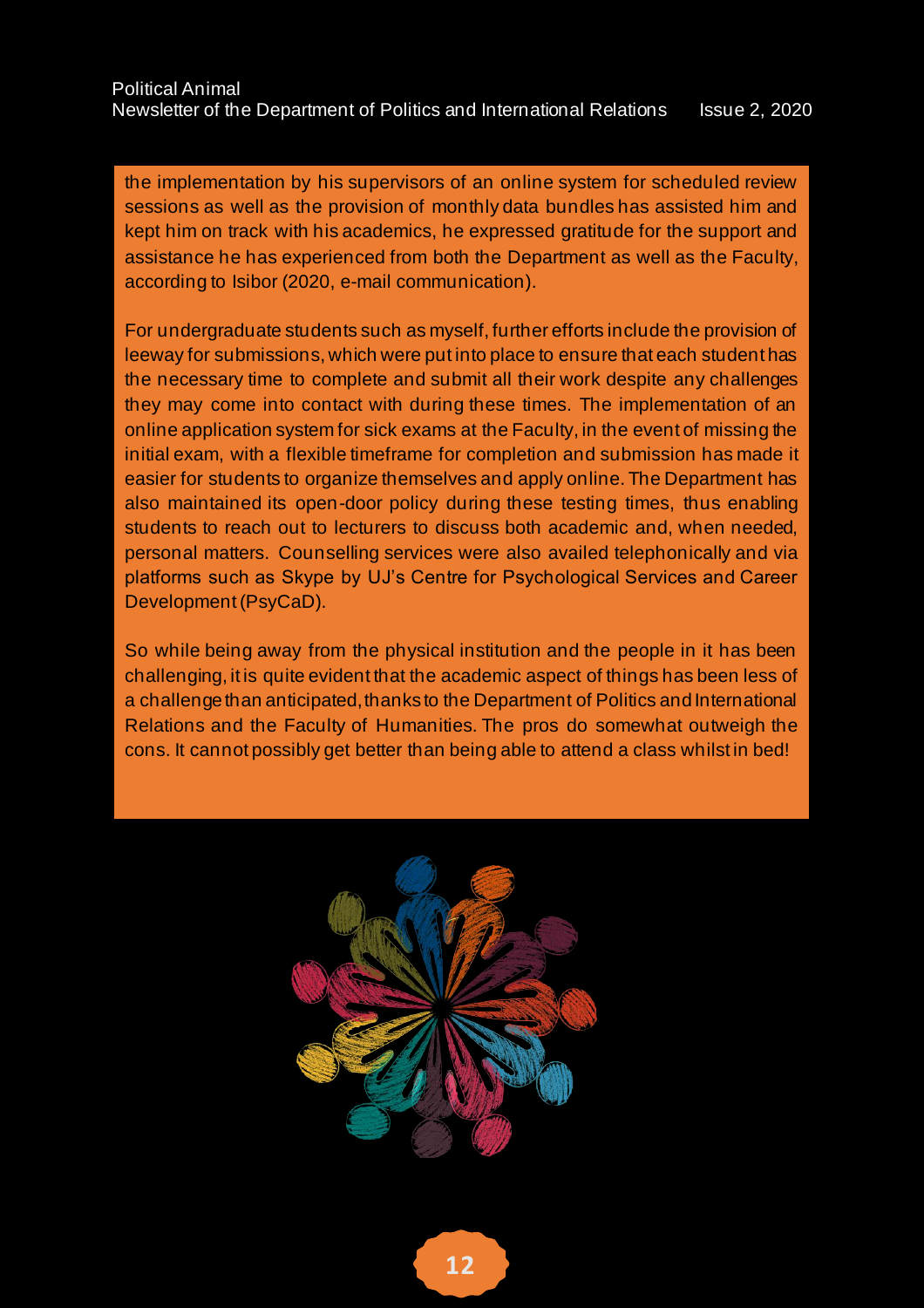the implementation by his supervisors of an online system for scheduled review sessions as well as the provision of monthly data bundles has assisted him and kept him on track with his academics, he expressed gratitude for the support and assistance he has experienced from both the Department as well as the Faculty, according to Isibor (2020, e-mail communication).

For undergraduate students such as myself, further efforts include the provision of leeway for submissions, which were put into place to ensure that each student has the necessary time to complete and submit all their work despite any challenges they may come into contact with during these times. The implementation of an online application system for sick exams at the Faculty, in the event of missing the initial exam, with a flexible timeframe for completion and submission has made it easier for students to organize themselves and apply online. The Department has also maintained its open-door policy during these testing times, thus enabling students to reach out to lecturers to discuss both academic and, when needed, personal matters. Counselling services were also availed telephonically and via platforms such as Skype by UJ's Centre for Psychological Services and Career Development (PsyCaD).

So while being away from the physical institution and the people in it has been challenging, it is quite evident that the academic aspect of things has been less of a challenge than anticipated, thanks to the Department of Politics and International Relations and the Faculty of Humanities. The pros do somewhat outweigh the cons. It cannot possibly get better than being able to attend a class whilst in bed!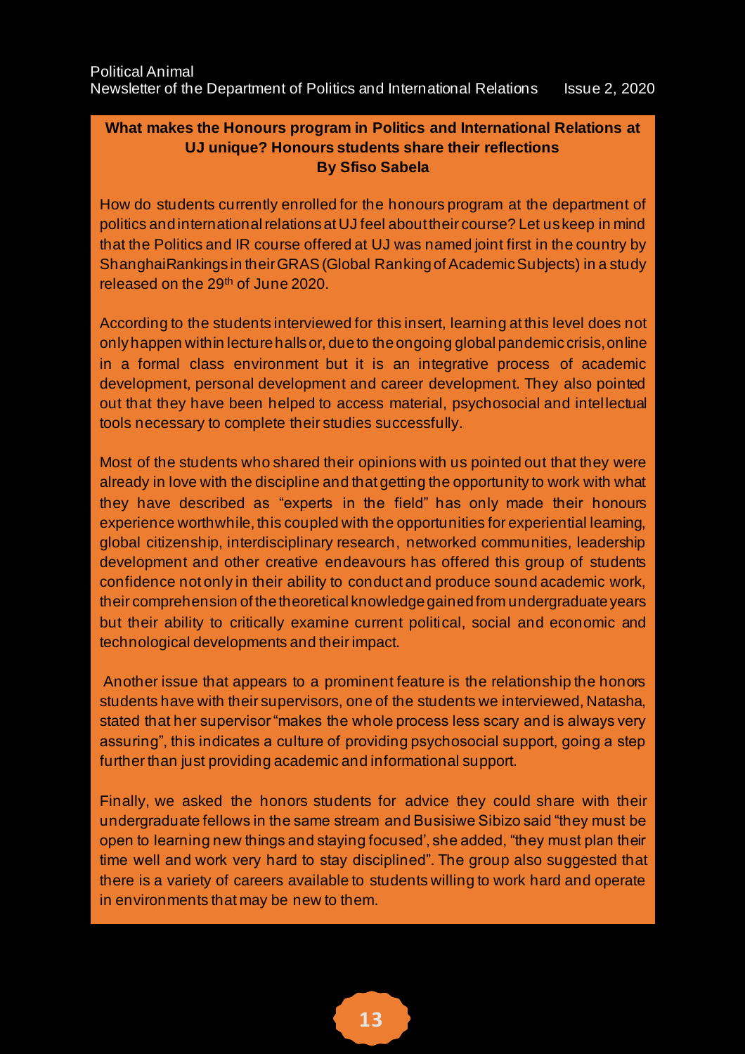## What makes the Honours program in Politics and International Relations at UJ unique? Honours students share their reflections

**By Sfiso Sabela**

How do students currently enrolled for the honours program at the department of politics and international relations at UJ feel about their course? Let us keep in mind that the Politics and IR course offered at UJ was named joint first in the country by ShanghaiRankings in their GRAS (Global Ranking of Academic Subjects) in a study released on the 29th of June 2020.

According to the students interviewed for this insert, learning at this level does not only happen within lecture halls or, due to the ongoing global pandemic crisis, online in a formal class environment but it is an integrative process of academic development, personal development and career development. They also pointed out that they have been helped to access material, psychosocial and intellectual tools necessary to complete their studies successfully.

Most of the students who shared their opinions with us pointed out that they were already in love with the discipline and that getting the opportunity to work with what they have described as "experts in the field" has only made their honours experience worthwhile, this coupled with the opportunities for experiential learning, global citizenship, interdisciplinary research, networked communities, leadership development and other creative endeavours has offered this group of students confidence not only in their ability to conduct and produce sound academic work, their comprehension of the theoretical knowledge gained from undergraduate years but their ability to critically examine current political, social and economic and technological developments and their impact.

Another issue that appears to a prominent feature is the relationship the honors students have with their supervisors, one of the students we interviewed, Natasha, stated that her supervisor "makes the whole process less scary and is always very assuring", this indicates a culture of providing psychosocial support, going a step further than just providing academic and informational support.

Finally, we asked the honors students for advice they could share with their undergraduate fellows in the same stream and Busisiwe Sibizo said "they must be open to learning new things and staying focused', she added, "they must plan their time well and work very hard to stay disciplined". The group also suggested that there is a variety of careers available to students willing to work hard and operate in environments that may be new to them.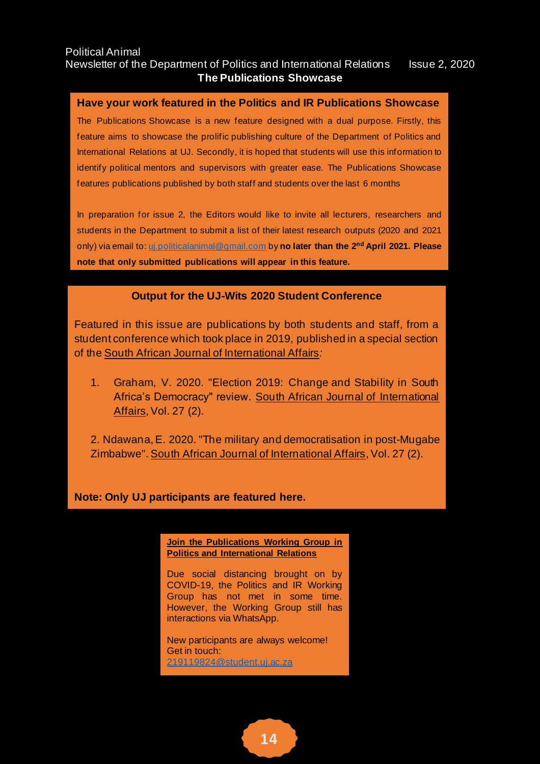## The Publications Showcase

### Have your work featured in the Politics and IR Publications Showcase

The Publications Showcase is a new feature designed with a dual purpose. Firstly, this feature aims to showcase the prolific publishing culture of the Department of Politics and International Relations at UJ. Secondly, it is hoped that students will use this information to identify political mentors and supervisors with greater ease. The Publications Showcase features publications published by both staff and students over the last 6 months

In preparation for issue 2, the Editors would like to invite all lecturers, researchers and students in the Department to submit a list of their latest research outputs (2020 and 2021 only) via email to: uj.politicalanimal@gmail.com by **no later than the 2nd April 2021. Please note that only submitted publications will appear in this feature.**

### Output for the UJ-Wits 2020 Student Conference

Featured in this issue are publications by both students and staff, from a student conference which took place in 2019, published in a special section of the South African Journal of International Affairs*:*

1. Graham, V. 2020. "Election 2019: Change and Stability in South Africa's Democracy" review. South African Journal of International Affairs, Vol. 27 (2).

2. Ndawana, E. 2020. "The military and democratisation in post-Mugabe Zimbabwe". South African Journal of International Affairs, Vol. 27 (2).

**Note: Only UJ participants are featured here.**

### Join the Publications Working Group in Politics and International Relations

Due social distancing brought on by COVID-19, the Politics and IR Working Group has not met in some time. However, the Working Group still has interactions via WhatsApp.

New participants are always welcome! Get in touch: 219119824@student.uj.ac.za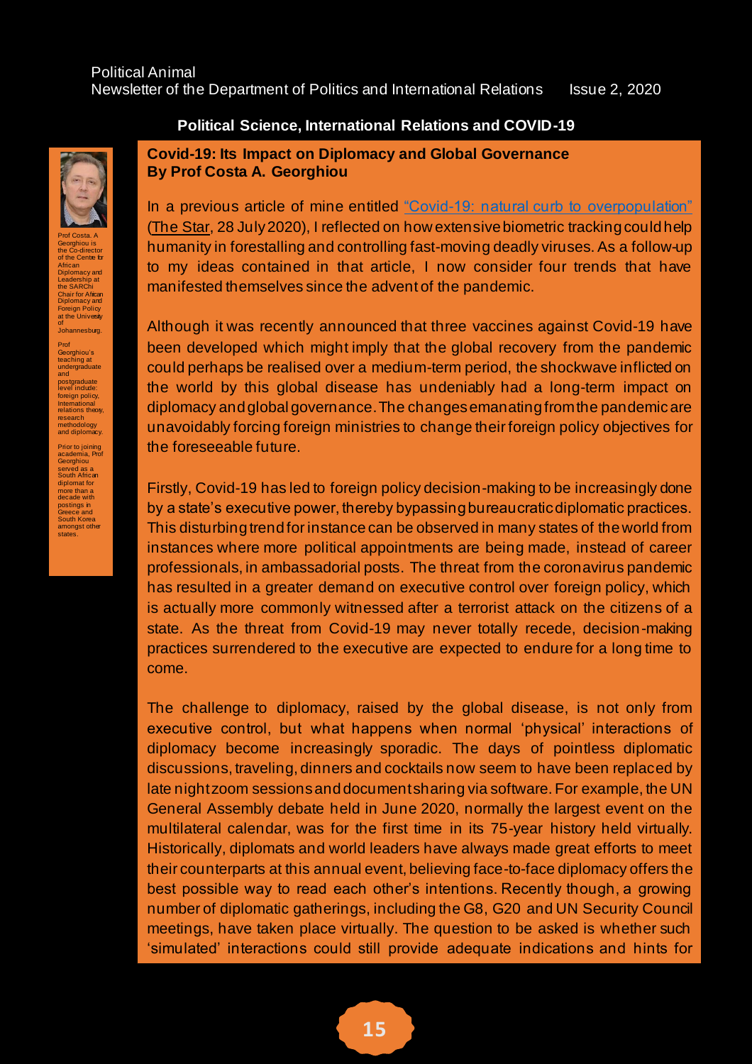### Political Science, International Relations and COVID-19

## Covid-19: Its Impact on Diplomacy and Global Governance
**By Prof Costa A. Georghiou**

Prof Costa. A Georghiou is the Co-director of the Centre for African Diplomacy and Leadership at the SARChi Chair for African Diplomacy and Foreign Policy at the University of Johannesburg.

Prof Georghiou's teaching at undergraduate and postgraduate level include: foreign policy, International relations theory, research methodology and diplomacy.

Prior to joining academia, Prof Georghiou served as a South African diplomat for more than a decade with postings in Greece and South Korea amongst other states.

In a previous article of mine entitled "Covid-19: natural curb to overpopulation" (The Star, 28 July 2020), I reflected on how extensive biometric tracking could help humanity in forestalling and controlling fast-moving deadly viruses. As a follow-up to my ideas contained in that article, I now consider four trends that have manifested themselves since the advent of the pandemic.

Although it was recently announced that three vaccines against Covid-19 have been developed which might imply that the global recovery from the pandemic could perhaps be realised over a medium-term period, the shockwave inflicted on the world by this global disease has undeniably had a long-term impact on diplomacy and global governance. The changes emanating from the pandemic are unavoidably forcing foreign ministries to change their foreign policy objectives for the foreseeable future.

Firstly, Covid-19 has led to foreign policy decision-making to be increasingly done by a state's executive power, thereby bypassing bureaucratic diplomatic practices. This disturbing trend for instance can be observed in many states of the world from instances where more political appointments are being made, instead of career professionals, in ambassadorial posts. The threat from the coronavirus pandemic has resulted in a greater demand on executive control over foreign policy, which is actually more commonly witnessed after a terrorist attack on the citizens of a state. As the threat from Covid-19 may never totally recede, decision-making practices surrendered to the executive are expected to endure for a long time to come.

The challenge to diplomacy, raised by the global disease, is not only from executive control, but what happens when normal 'physical' interactions of diplomacy become increasingly sporadic. The days of pointless diplomatic discussions, traveling, dinners and cocktails now seem to have been replaced by late night zoom sessions and document sharing via software. For example, the UN General Assembly debate held in June 2020, normally the largest event on the multilateral calendar, was for the first time in its 75-year history held virtually. Historically, diplomats and world leaders have always made great efforts to meet their counterparts at this annual event, believing face-to-face diplomacy offers the best possible way to read each other's intentions. Recently though, a growing number of diplomatic gatherings, including the G8, G20 and UN Security Council meetings, have taken place virtually. The question to be asked is whether such 'simulated' interactions could still provide adequate indications and hints for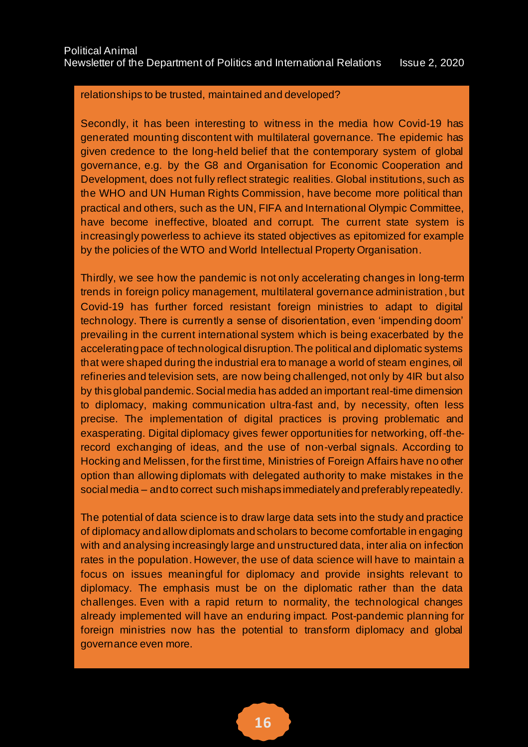relationships to be trusted, maintained and developed?

Secondly, it has been interesting to witness in the media how Covid-19 has generated mounting discontent with multilateral governance. The epidemic has given credence to the long-held belief that the contemporary system of global governance, e.g. by the G8 and Organisation for Economic Cooperation and Development, does not fully reflect strategic realities. Global institutions, such as the WHO and UN Human Rights Commission, have become more political than practical and others, such as the UN, FIFA and International Olympic Committee, have become ineffective, bloated and corrupt. The current state system is increasingly powerless to achieve its stated objectives as epitomized for example by the policies of the WTO and World Intellectual Property Organisation.

Thirdly, we see how the pandemic is not only accelerating changes in long-term trends in foreign policy management, multilateral governance administration, but Covid-19 has further forced resistant foreign ministries to adapt to digital technology. There is currently a sense of disorientation, even 'impending doom' prevailing in the current international system which is being exacerbated by the accelerating pace of technological disruption. The political and diplomatic systems that were shaped during the industrial era to manage a world of steam engines, oil refineries and television sets, are now being challenged, not only by 4IR but also by this global pandemic. Social media has added an important real-time dimension to diplomacy, making communication ultra-fast and, by necessity, often less precise. The implementation of digital practices is proving problematic and exasperating. Digital diplomacy gives fewer opportunities for networking, off-the-record exchanging of ideas, and the use of non-verbal signals. According to Hocking and Melissen, for the first time, Ministries of Foreign Affairs have no other option than allowing diplomats with delegated authority to make mistakes in the social media – and to correct such mishaps immediately and preferably repeatedly.

The potential of data science is to draw large data sets into the study and practice of diplomacy and allow diplomats and scholars to become comfortable in engaging with and analysing increasingly large and unstructured data, inter alia on infection rates in the population. However, the use of data science will have to maintain a focus on issues meaningful for diplomacy and provide insights relevant to diplomacy. The emphasis must be on the diplomatic rather than the data challenges. Even with a rapid return to normality, the technological changes already implemented will have an enduring impact. Post-pandemic planning for foreign ministries now has the potential to transform diplomacy and global governance even more.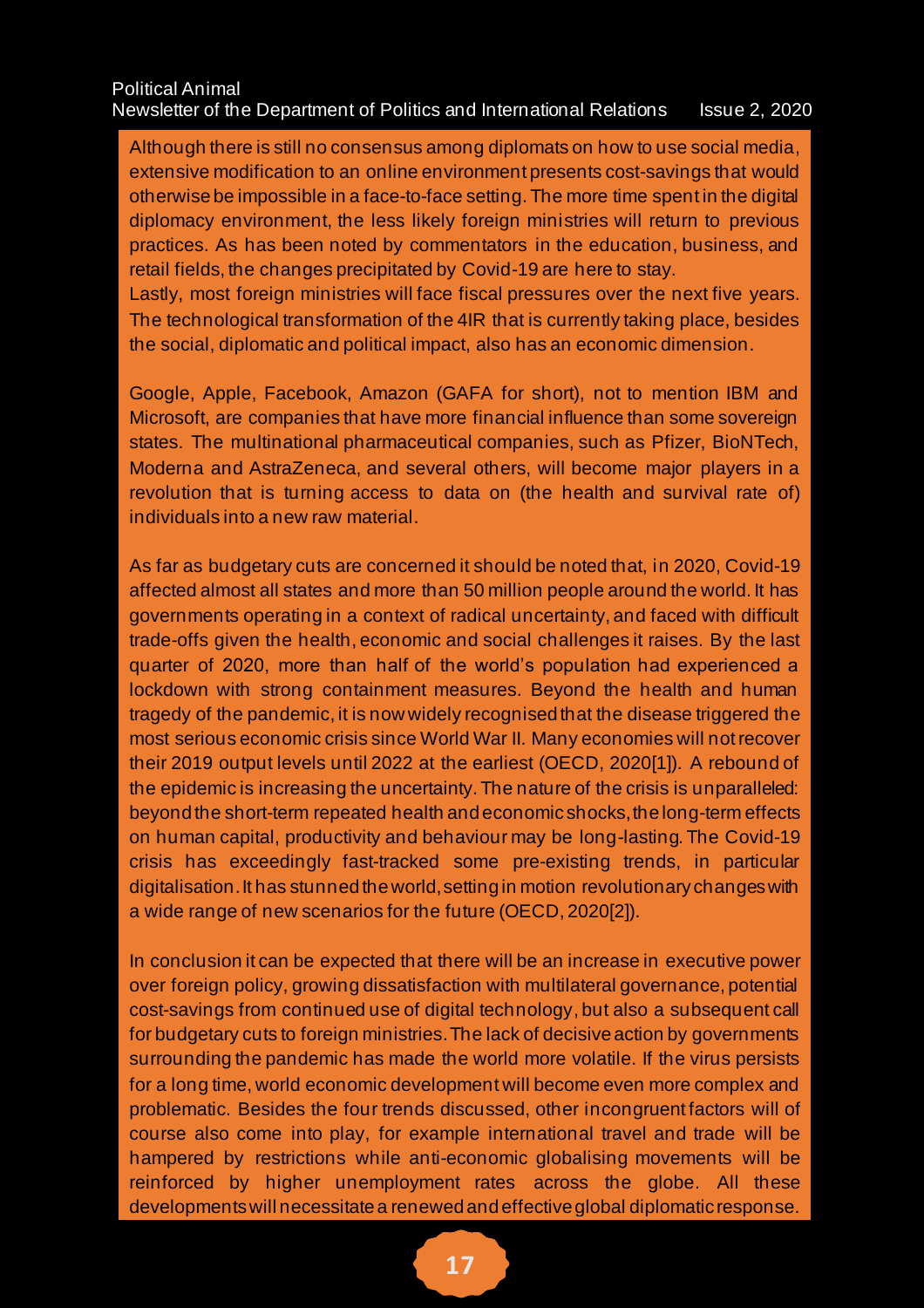Although there is still no consensus among diplomats on how to use social media, extensive modification to an online environment presents cost-savings that would otherwise be impossible in a face-to-face setting. The more time spent in the digital diplomacy environment, the less likely foreign ministries will return to previous practices. As has been noted by commentators in the education, business, and retail fields, the changes precipitated by Covid-19 are here to stay.
Lastly, most foreign ministries will face fiscal pressures over the next five years. The technological transformation of the 4IR that is currently taking place, besides the social, diplomatic and political impact, also has an economic dimension.

Google, Apple, Facebook, Amazon (GAFA for short), not to mention IBM and Microsoft, are companies that have more financial influence than some sovereign states. The multinational pharmaceutical companies, such as Pfizer, BioNTech, Moderna and AstraZeneca, and several others, will become major players in a revolution that is turning access to data on (the health and survival rate of) individuals into a new raw material.

As far as budgetary cuts are concerned it should be noted that, in 2020, Covid-19 affected almost all states and more than 50 million people around the world. It has governments operating in a context of radical uncertainty, and faced with difficult trade-offs given the health, economic and social challenges it raises. By the last quarter of 2020, more than half of the world's population had experienced a lockdown with strong containment measures. Beyond the health and human tragedy of the pandemic, it is now widely recognised that the disease triggered the most serious economic crisis since World War II. Many economies will not recover their 2019 output levels until 2022 at the earliest (OECD, 2020[1]). A rebound of the epidemic is increasing the uncertainty. The nature of the crisis is unparalleled: beyond the short-term repeated health and economic shocks, the long-term effects on human capital, productivity and behaviour may be long-lasting. The Covid-19 crisis has exceedingly fast-tracked some pre-existing trends, in particular digitalisation. It has stunned the world, setting in motion revolutionary changes with a wide range of new scenarios for the future (OECD, 2020[2]).

In conclusion it can be expected that there will be an increase in executive power over foreign policy, growing dissatisfaction with multilateral governance, potential cost-savings from continued use of digital technology, but also a subsequent call for budgetary cuts to foreign ministries. The lack of decisive action by governments surrounding the pandemic has made the world more volatile. If the virus persists for a long time, world economic development will become even more complex and problematic. Besides the four trends discussed, other incongruent factors will of course also come into play, for example international travel and trade will be hampered by restrictions while anti-economic globalising movements will be reinforced by higher unemployment rates across the globe. All these developments will necessitate a renewed and effective global diplomatic response.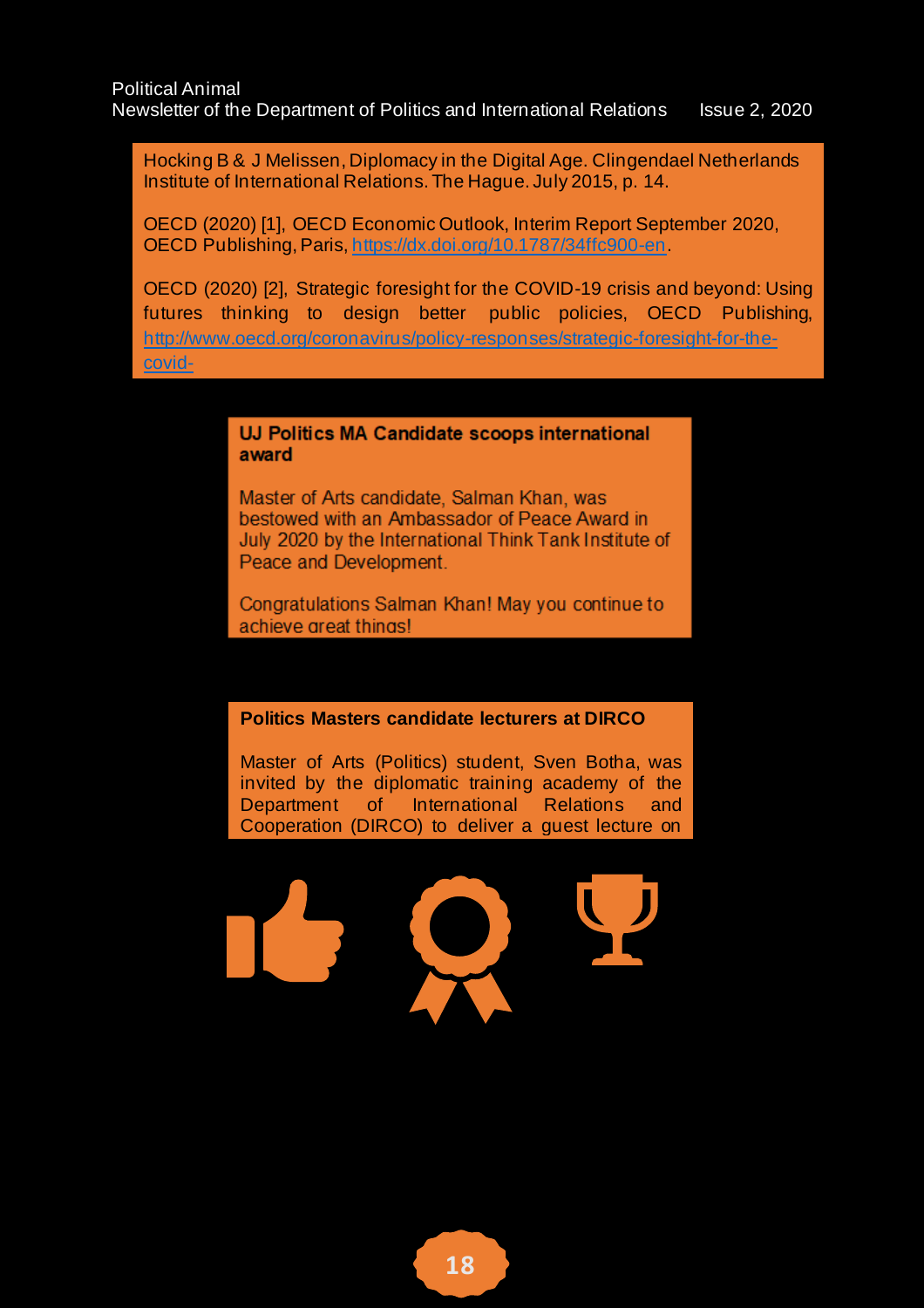Hocking B & J Melissen, Diplomacy in the Digital Age. Clingendael Netherlands Institute of International Relations. The Hague. July 2015, p. 14.

OECD (2020) [1], OECD Economic Outlook, Interim Report September 2020, OECD Publishing, Paris, https://dx.doi.org/10.1787/34ffc900-en.

OECD (2020) [2], Strategic foresight for the COVID-19 crisis and beyond: Using futures thinking to design better public policies, OECD Publishing, http://www.oecd.org/coronavirus/policy-responses/strategic-foresight-for-the-covid-

## UJ Politics MA Candidate scoops international award

Master of Arts candidate, Salman Khan, was bestowed with an Ambassador of Peace Award in July 2020 by the International Think Tank Institute of Peace and Development.

Congratulations Salman Khan! May you continue to achieve great things!

## Politics Masters candidate lecturers at DIRCO

Master of Arts (Politics) student, Sven Botha, was invited by the diplomatic training academy of the Department of International Relations and Cooperation (DIRCO) to deliver a guest lecture on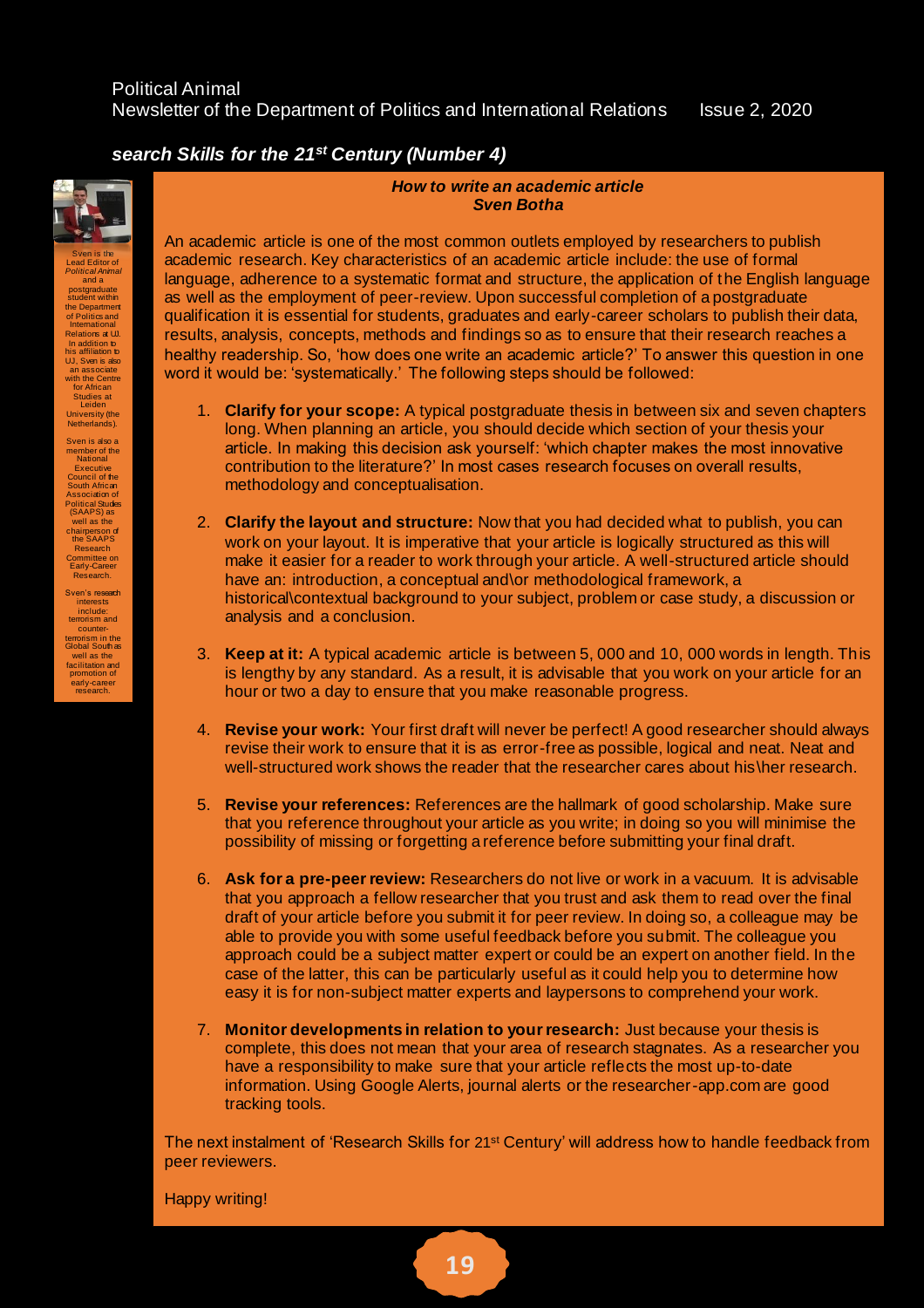## search Skills for the 21st Century (Number 4)

Sven is the Lead Editor of *Political Animal* and a postgraduate student within the Department of Politics and International Relations at UJ. In addition to his affiliation to UJ, Sven is also an associate with the Centre for African Studies at Leiden University (the Netherlands).

Sven is also a member of the National Executive Council of the South African Association of Political Studies (SAAPS) as well as the chairperson of the SAAPS Research Committee on Early-Career Research.

Sven's research interests include: terrorism and counter-terrorism in the Global South as well as the facilitation and promotion of early-career research.

### *How to write an academic article*
### *Sven Botha*

An academic article is one of the most common outlets employed by researchers to publish academic research. Key characteristics of an academic article include: the use of formal language, adherence to a systematic format and structure, the application of the English language as well as the employment of peer-review. Upon successful completion of a postgraduate qualification it is essential for students, graduates and early-career scholars to publish their data, results, analysis, concepts, methods and findings so as to ensure that their research reaches a healthy readership. So, 'how does one write an academic article?' To answer this question in one word it would be: 'systematically.' The following steps should be followed:

1. **Clarify for your scope:** A typical postgraduate thesis in between six and seven chapters long. When planning an article, you should decide which section of your thesis your article. In making this decision ask yourself: 'which chapter makes the most innovative contribution to the literature?' In most cases research focuses on overall results, methodology and conceptualisation.

2. **Clarify the layout and structure:** Now that you had decided what to publish, you can work on your layout. It is imperative that your article is logically structured as this will make it easier for a reader to work through your article. A well-structured article should have an: introduction, a conceptual and\or methodological framework, a historical\contextual background to your subject, problem or case study, a discussion or analysis and a conclusion.

3. **Keep at it:** A typical academic article is between 5, 000 and 10, 000 words in length. This is lengthy by any standard. As a result, it is advisable that you work on your article for an hour or two a day to ensure that you make reasonable progress.

4. **Revise your work:** Your first draft will never be perfect! A good researcher should always revise their work to ensure that it is as error-free as possible, logical and neat. Neat and well-structured work shows the reader that the researcher cares about his\her research.

5. **Revise your references:** References are the hallmark of good scholarship. Make sure that you reference throughout your article as you write; in doing so you will minimise the possibility of missing or forgetting a reference before submitting your final draft.

6. **Ask for a pre-peer review:** Researchers do not live or work in a vacuum. It is advisable that you approach a fellow researcher that you trust and ask them to read over the final draft of your article before you submit it for peer review. In doing so, a colleague may be able to provide you with some useful feedback before you submit. The colleague you approach could be a subject matter expert or could be an expert on another field. In the case of the latter, this can be particularly useful as it could help you to determine how easy it is for non-subject matter experts and laypersons to comprehend your work.

7. **Monitor developments in relation to your research:** Just because your thesis is complete, this does not mean that your area of research stagnates. As a researcher you have a responsibility to make sure that your article reflects the most up-to-date information. Using Google Alerts, journal alerts or the researcher-app.com are good tracking tools.

The next instalment of 'Research Skills for 21st Century' will address how to handle feedback from peer reviewers.

Happy writing!